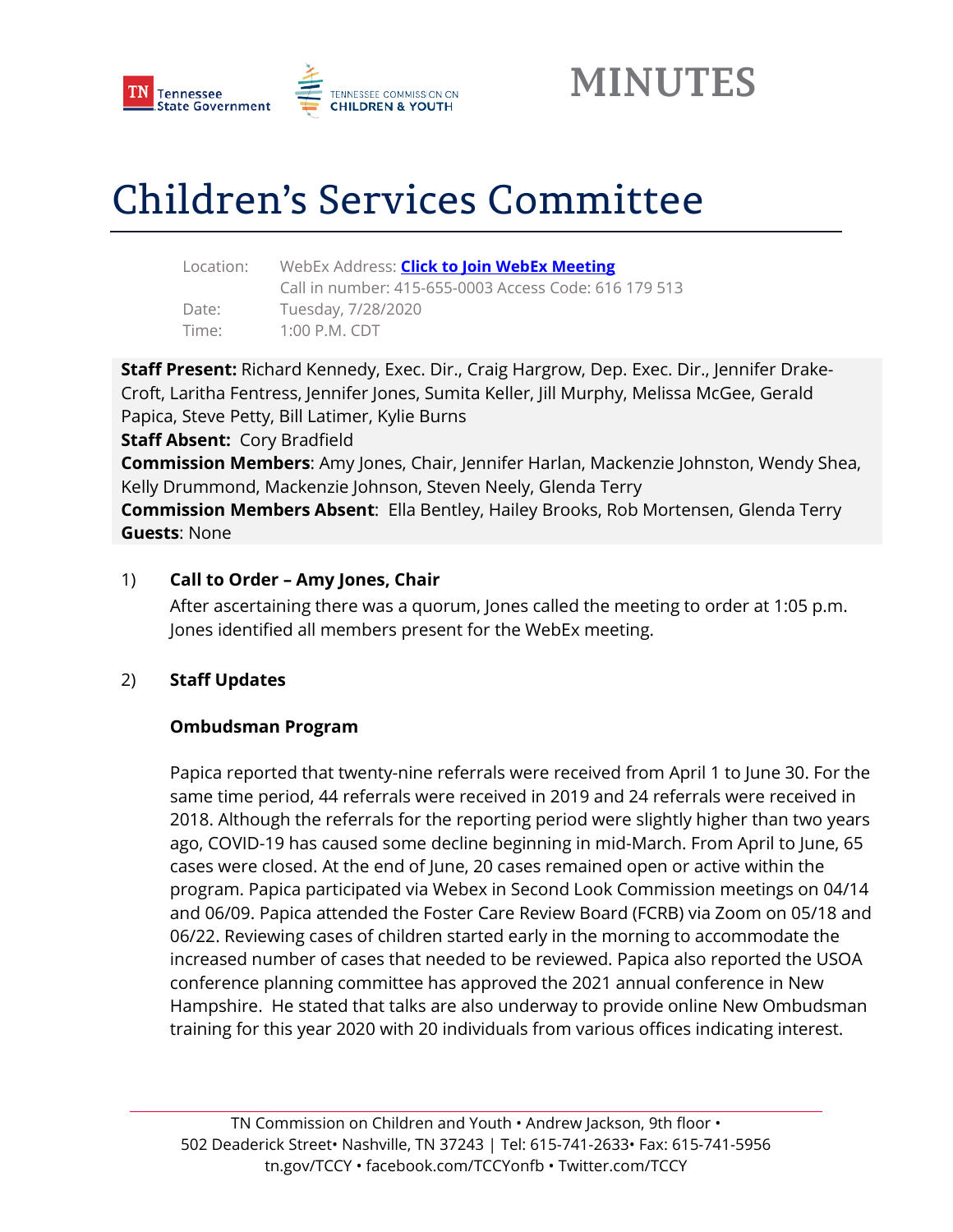MINUTES

# Children's Services Committee

| | |
|---|---|
| Location: | WebEx Address: **Click to Join WebEx Meeting** |
| | Call in number: 415-655-0003 Access Code: 616 179 513 |
| Date: | Tuesday, 7/28/2020 |
| Time: | 1:00 P.M. CDT |

**Staff Present:** Richard Kennedy, Exec. Dir., Craig Hargrow, Dep. Exec. Dir., Jennifer Drake-Croft, Laritha Fentress, Jennifer Jones, Sumita Keller, Jill Murphy, Melissa McGee, Gerald Papica, Steve Petty, Bill Latimer, Kylie Burns
**Staff Absent:** Cory Bradfield
**Commission Members**: Amy Jones, Chair, Jennifer Harlan, Mackenzie Johnston, Wendy Shea, Kelly Drummond, Mackenzie Johnson, Steven Neely, Glenda Terry
**Commission Members Absent**: Ella Bentley, Hailey Brooks, Rob Mortensen, Glenda Terry
**Guests**: None

1) **Call to Order – Amy Jones, Chair**

After ascertaining there was a quorum, Jones called the meeting to order at 1:05 p.m. Jones identified all members present for the WebEx meeting.

2) **Staff Updates**

**Ombudsman Program**

Papica reported that twenty-nine referrals were received from April 1 to June 30. For the same time period, 44 referrals were received in 2019 and 24 referrals were received in 2018. Although the referrals for the reporting period were slightly higher than two years ago, COVID-19 has caused some decline beginning in mid-March. From April to June, 65 cases were closed. At the end of June, 20 cases remained open or active within the program. Papica participated via Webex in Second Look Commission meetings on 04/14 and 06/09. Papica attended the Foster Care Review Board (FCRB) via Zoom on 05/18 and 06/22. Reviewing cases of children started early in the morning to accommodate the increased number of cases that needed to be reviewed. Papica also reported the USOA conference planning committee has approved the 2021 annual conference in New Hampshire. He stated that talks are also underway to provide online New Ombudsman training for this year 2020 with 20 individuals from various offices indicating interest.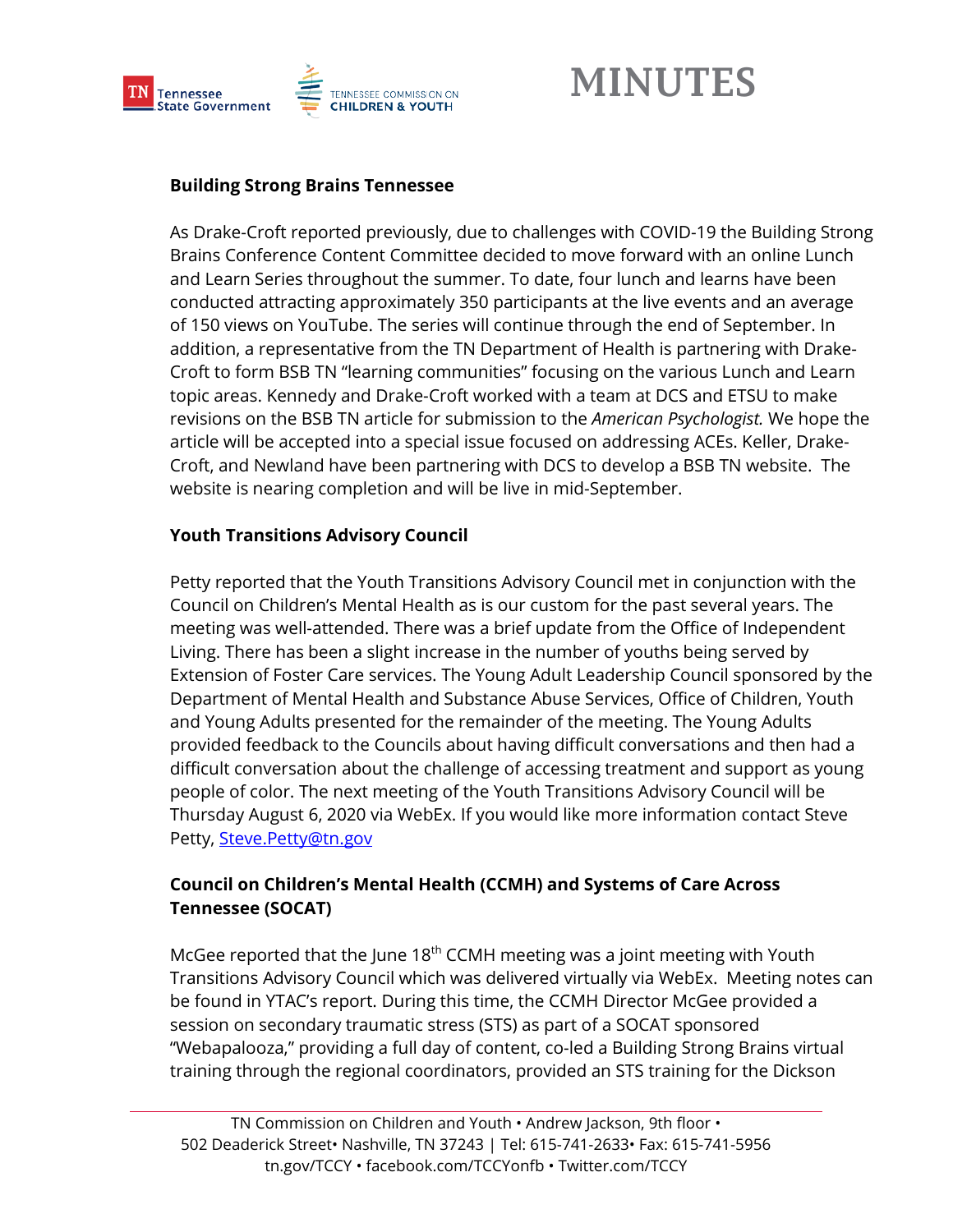## Building Strong Brains Tennessee

As Drake-Croft reported previously, due to challenges with COVID-19 the Building Strong Brains Conference Content Committee decided to move forward with an online Lunch and Learn Series throughout the summer. To date, four lunch and learns have been conducted attracting approximately 350 participants at the live events and an average of 150 views on YouTube. The series will continue through the end of September. In addition, a representative from the TN Department of Health is partnering with Drake-Croft to form BSB TN "learning communities" focusing on the various Lunch and Learn topic areas. Kennedy and Drake-Croft worked with a team at DCS and ETSU to make revisions on the BSB TN article for submission to the *American Psychologist.* We hope the article will be accepted into a special issue focused on addressing ACEs. Keller, Drake-Croft, and Newland have been partnering with DCS to develop a BSB TN website. The website is nearing completion and will be live in mid-September.

## Youth Transitions Advisory Council

Petty reported that the Youth Transitions Advisory Council met in conjunction with the Council on Children's Mental Health as is our custom for the past several years. The meeting was well-attended. There was a brief update from the Office of Independent Living. There has been a slight increase in the number of youths being served by Extension of Foster Care services. The Young Adult Leadership Council sponsored by the Department of Mental Health and Substance Abuse Services, Office of Children, Youth and Young Adults presented for the remainder of the meeting. The Young Adults provided feedback to the Councils about having difficult conversations and then had a difficult conversation about the challenge of accessing treatment and support as young people of color. The next meeting of the Youth Transitions Advisory Council will be Thursday August 6, 2020 via WebEx. If you would like more information contact Steve Petty, [Steve.Petty@tn.gov](mailto:Steve.Petty@tn.gov)

## Council on Children's Mental Health (CCMH) and Systems of Care Across Tennessee (SOCAT)

McGee reported that the June 18th CCMH meeting was a joint meeting with Youth Transitions Advisory Council which was delivered virtually via WebEx. Meeting notes can be found in YTAC's report. During this time, the CCMH Director McGee provided a session on secondary traumatic stress (STS) as part of a SOCAT sponsored "Webapalooza," providing a full day of content, co-led a Building Strong Brains virtual training through the regional coordinators, provided an STS training for the Dickson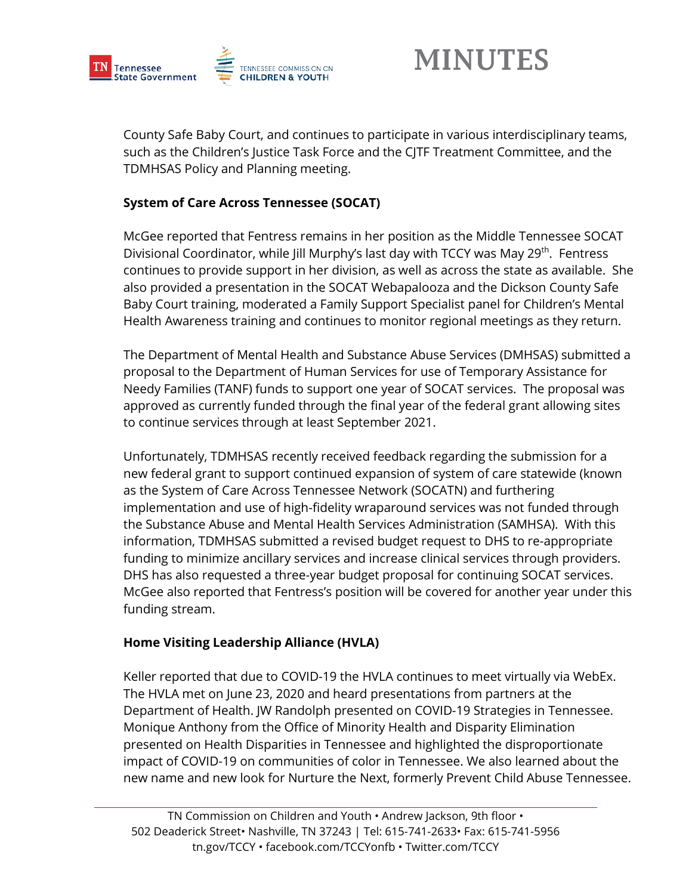County Safe Baby Court, and continues to participate in various interdisciplinary teams, such as the Children's Justice Task Force and the CJTF Treatment Committee, and the TDMHSAS Policy and Planning meeting.

**System of Care Across Tennessee (SOCAT)**

McGee reported that Fentress remains in her position as the Middle Tennessee SOCAT Divisional Coordinator, while Jill Murphy's last day with TCCY was May 29th. Fentress continues to provide support in her division, as well as across the state as available. She also provided a presentation in the SOCAT Webapalooza and the Dickson County Safe Baby Court training, moderated a Family Support Specialist panel for Children's Mental Health Awareness training and continues to monitor regional meetings as they return.

The Department of Mental Health and Substance Abuse Services (DMHSAS) submitted a proposal to the Department of Human Services for use of Temporary Assistance for Needy Families (TANF) funds to support one year of SOCAT services. The proposal was approved as currently funded through the final year of the federal grant allowing sites to continue services through at least September 2021.

Unfortunately, TDMHSAS recently received feedback regarding the submission for a new federal grant to support continued expansion of system of care statewide (known as the System of Care Across Tennessee Network (SOCATN) and furthering implementation and use of high-fidelity wraparound services was not funded through the Substance Abuse and Mental Health Services Administration (SAMHSA). With this information, TDMHSAS submitted a revised budget request to DHS to re-appropriate funding to minimize ancillary services and increase clinical services through providers. DHS has also requested a three-year budget proposal for continuing SOCAT services. McGee also reported that Fentress's position will be covered for another year under this funding stream.

**Home Visiting Leadership Alliance (HVLA)**

Keller reported that due to COVID-19 the HVLA continues to meet virtually via WebEx. The HVLA met on June 23, 2020 and heard presentations from partners at the Department of Health. JW Randolph presented on COVID-19 Strategies in Tennessee. Monique Anthony from the Office of Minority Health and Disparity Elimination presented on Health Disparities in Tennessee and highlighted the disproportionate impact of COVID-19 on communities of color in Tennessee. We also learned about the new name and new look for Nurture the Next, formerly Prevent Child Abuse Tennessee.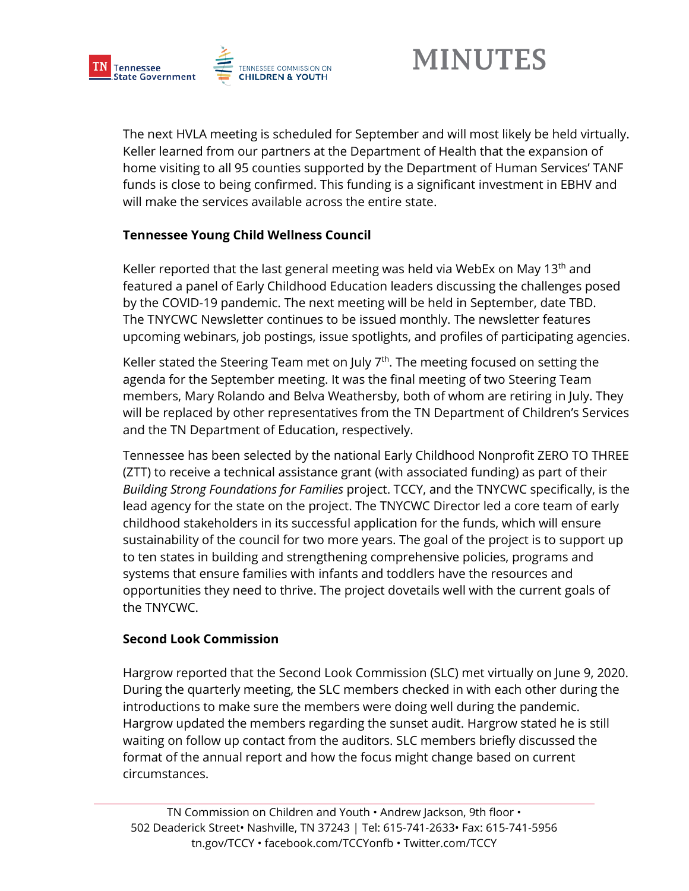The next HVLA meeting is scheduled for September and will most likely be held virtually. Keller learned from our partners at the Department of Health that the expansion of home visiting to all 95 counties supported by the Department of Human Services' TANF funds is close to being confirmed. This funding is a significant investment in EBHV and will make the services available across the entire state.

**Tennessee Young Child Wellness Council**

Keller reported that the last general meeting was held via WebEx on May 13th and featured a panel of Early Childhood Education leaders discussing the challenges posed by the COVID-19 pandemic. The next meeting will be held in September, date TBD. The TNYCWC Newsletter continues to be issued monthly. The newsletter features upcoming webinars, job postings, issue spotlights, and profiles of participating agencies.

Keller stated the Steering Team met on July 7th. The meeting focused on setting the agenda for the September meeting. It was the final meeting of two Steering Team members, Mary Rolando and Belva Weathersby, both of whom are retiring in July. They will be replaced by other representatives from the TN Department of Children's Services and the TN Department of Education, respectively.

Tennessee has been selected by the national Early Childhood Nonprofit ZERO TO THREE (ZTT) to receive a technical assistance grant (with associated funding) as part of their *Building Strong Foundations for Families* project. TCCY, and the TNYCWC specifically, is the lead agency for the state on the project. The TNYCWC Director led a core team of early childhood stakeholders in its successful application for the funds, which will ensure sustainability of the council for two more years. The goal of the project is to support up to ten states in building and strengthening comprehensive policies, programs and systems that ensure families with infants and toddlers have the resources and opportunities they need to thrive. The project dovetails well with the current goals of the TNYCWC.

**Second Look Commission**

Hargrow reported that the Second Look Commission (SLC) met virtually on June 9, 2020. During the quarterly meeting, the SLC members checked in with each other during the introductions to make sure the members were doing well during the pandemic. Hargrow updated the members regarding the sunset audit. Hargrow stated he is still waiting on follow up contact from the auditors. SLC members briefly discussed the format of the annual report and how the focus might change based on current circumstances.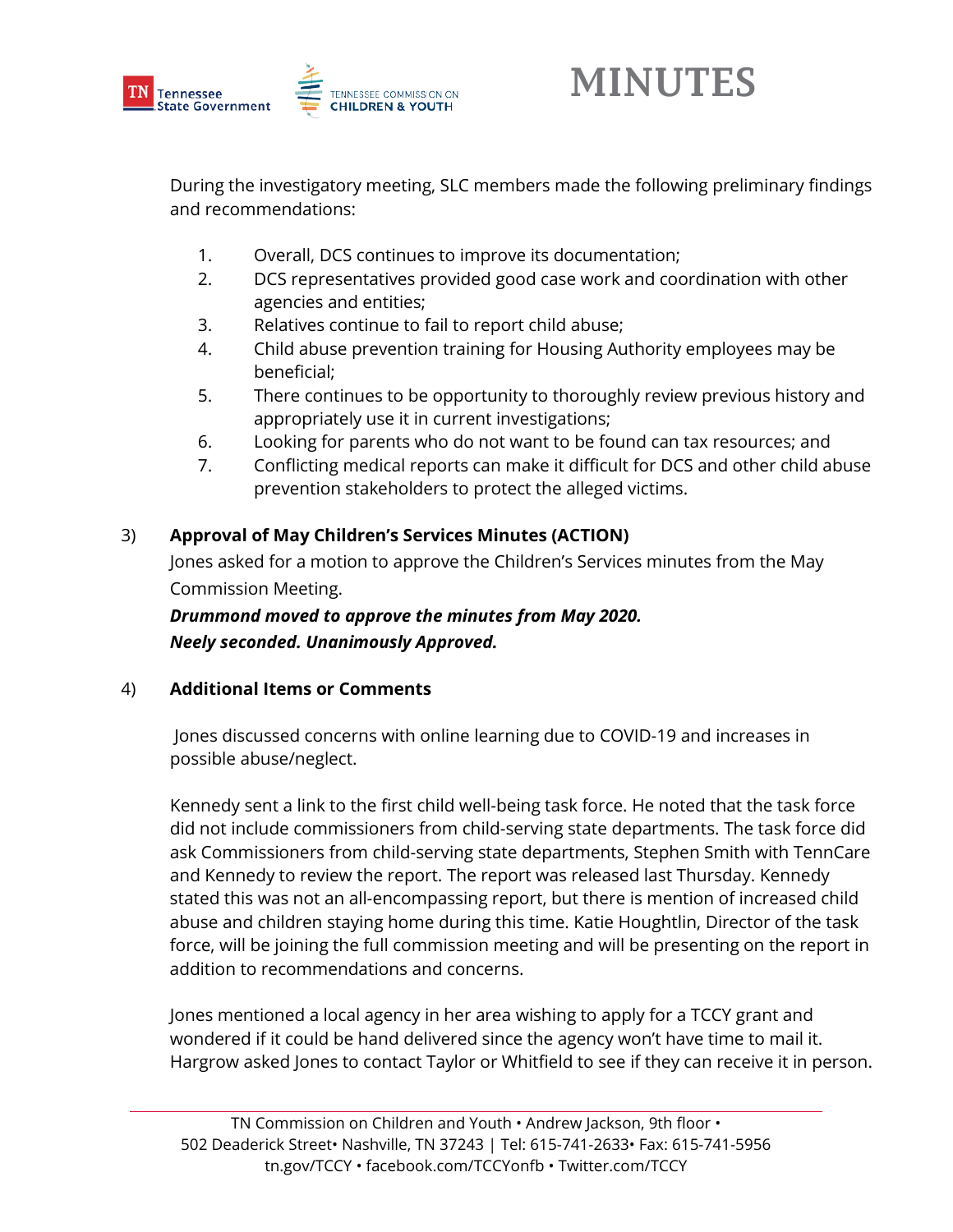During the investigatory meeting, SLC members made the following preliminary findings and recommendations:

1. Overall, DCS continues to improve its documentation;
2. DCS representatives provided good case work and coordination with other agencies and entities;
3. Relatives continue to fail to report child abuse;
4. Child abuse prevention training for Housing Authority employees may be beneficial;
5. There continues to be opportunity to thoroughly review previous history and appropriately use it in current investigations;
6. Looking for parents who do not want to be found can tax resources; and
7. Conflicting medical reports can make it difficult for DCS and other child abuse prevention stakeholders to protect the alleged victims.

3) **Approval of May Children's Services Minutes (ACTION)**

Jones asked for a motion to approve the Children's Services minutes from the May Commission Meeting.

***Drummond moved to approve the minutes from May 2020.***
***Neely seconded. Unanimously Approved.***

4) **Additional Items or Comments**

Jones discussed concerns with online learning due to COVID-19 and increases in possible abuse/neglect.

Kennedy sent a link to the first child well-being task force. He noted that the task force did not include commissioners from child-serving state departments. The task force did ask Commissioners from child-serving state departments, Stephen Smith with TennCare and Kennedy to review the report. The report was released last Thursday. Kennedy stated this was not an all-encompassing report, but there is mention of increased child abuse and children staying home during this time. Katie Houghtlin, Director of the task force, will be joining the full commission meeting and will be presenting on the report in addition to recommendations and concerns.

Jones mentioned a local agency in her area wishing to apply for a TCCY grant and wondered if it could be hand delivered since the agency won't have time to mail it. Hargrow asked Jones to contact Taylor or Whitfield to see if they can receive it in person.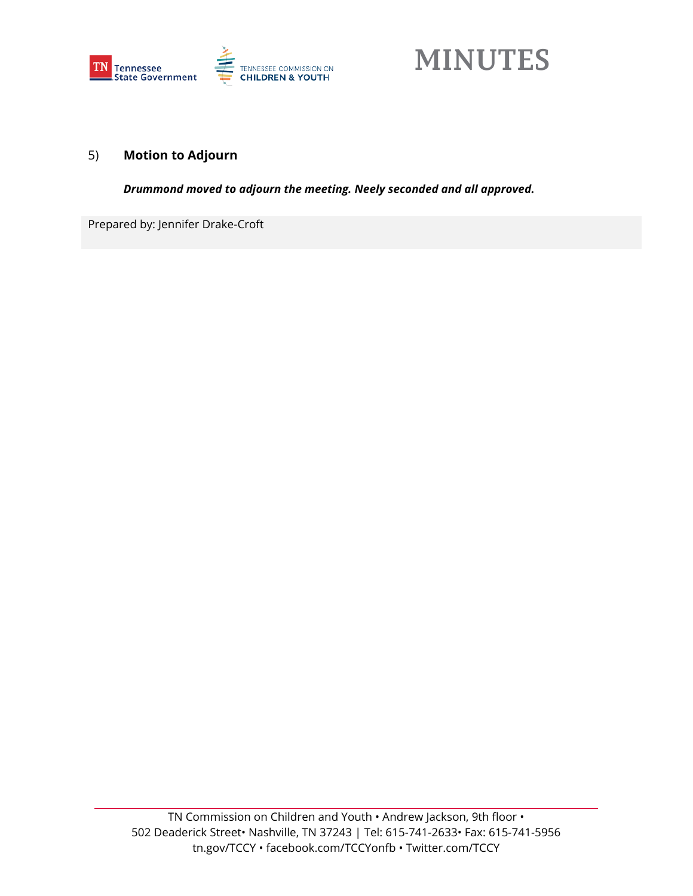5) **Motion to Adjourn**

***Drummond moved to adjourn the meeting. Neely seconded and all approved.***

Prepared by: Jennifer Drake-Croft